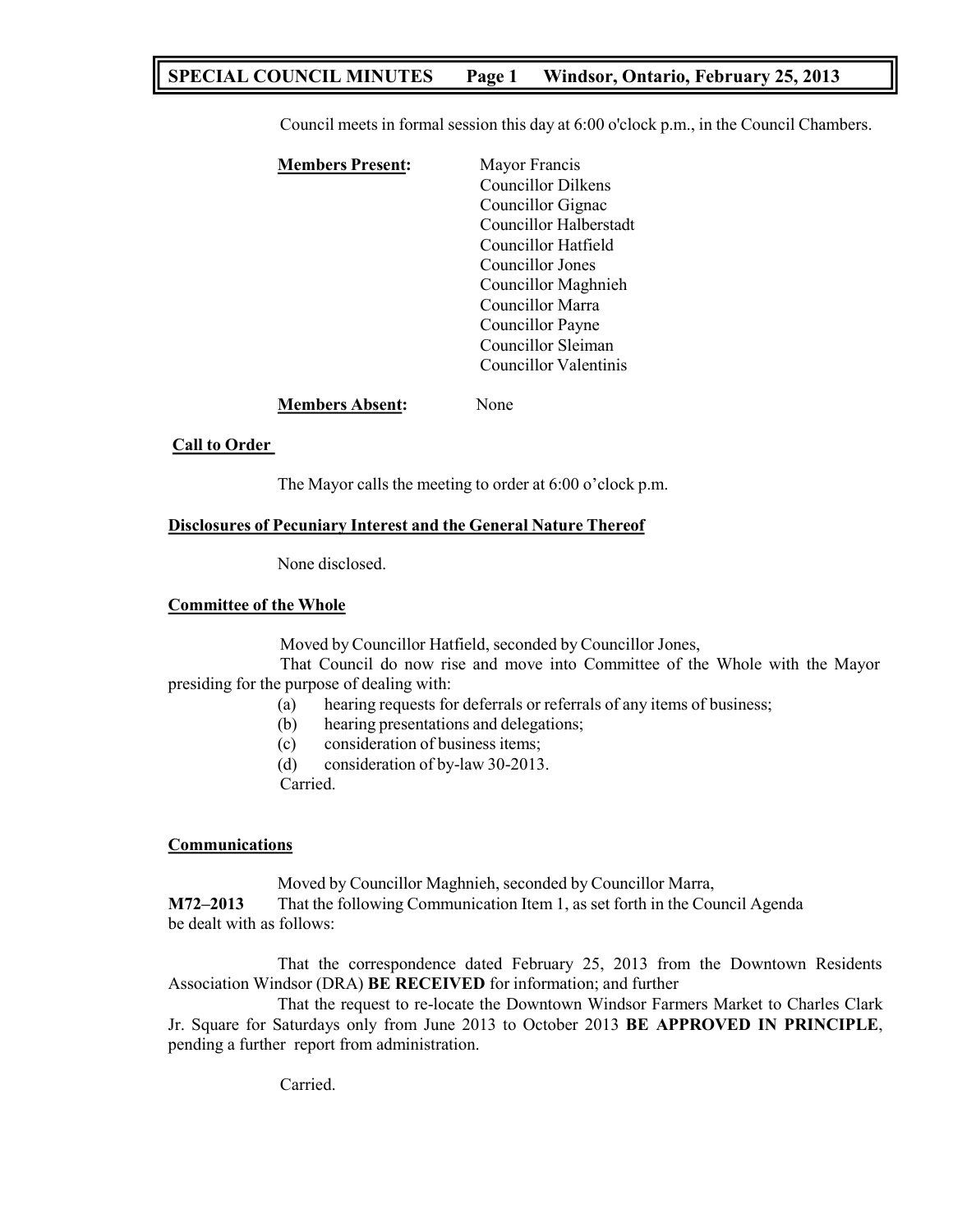Council meets in formal session this day at 6:00 o'clock p.m., in the Council Chambers.

**Members Present:**
Mayor Francis
Councillor Dilkens
Councillor Gignac
Councillor Halberstadt
Councillor Hatfield
Councillor Jones
Councillor Maghnieh
Councillor Marra
Councillor Payne
Councillor Sleiman
Councillor Valentinis

**Members Absent:** None

**Call to Order**

The Mayor calls the meeting to order at 6:00 o'clock p.m.

**Disclosures of Pecuniary Interest and the General Nature Thereof**

None disclosed.

**Committee of the Whole**

Moved by Councillor Hatfield, seconded by Councillor Jones,
That Council do now rise and move into Committee of the Whole with the Mayor presiding for the purpose of dealing with:

(a) hearing requests for deferrals or referrals of any items of business;
(b) hearing presentations and delegations;
(c) consideration of business items;
(d) consideration of by-law 30-2013.

Carried.

**Communications**

Moved by Councillor Maghnieh, seconded by Councillor Marra,
**M72–2013** That the following Communication Item 1, as set forth in the Council Agenda be dealt with as follows:

That the correspondence dated February 25, 2013 from the Downtown Residents Association Windsor (DRA) **BE RECEIVED** for information; and further

That the request to re-locate the Downtown Windsor Farmers Market to Charles Clark Jr. Square for Saturdays only from June 2013 to October 2013 **BE APPROVED IN PRINCIPLE**, pending a further report from administration.

Carried.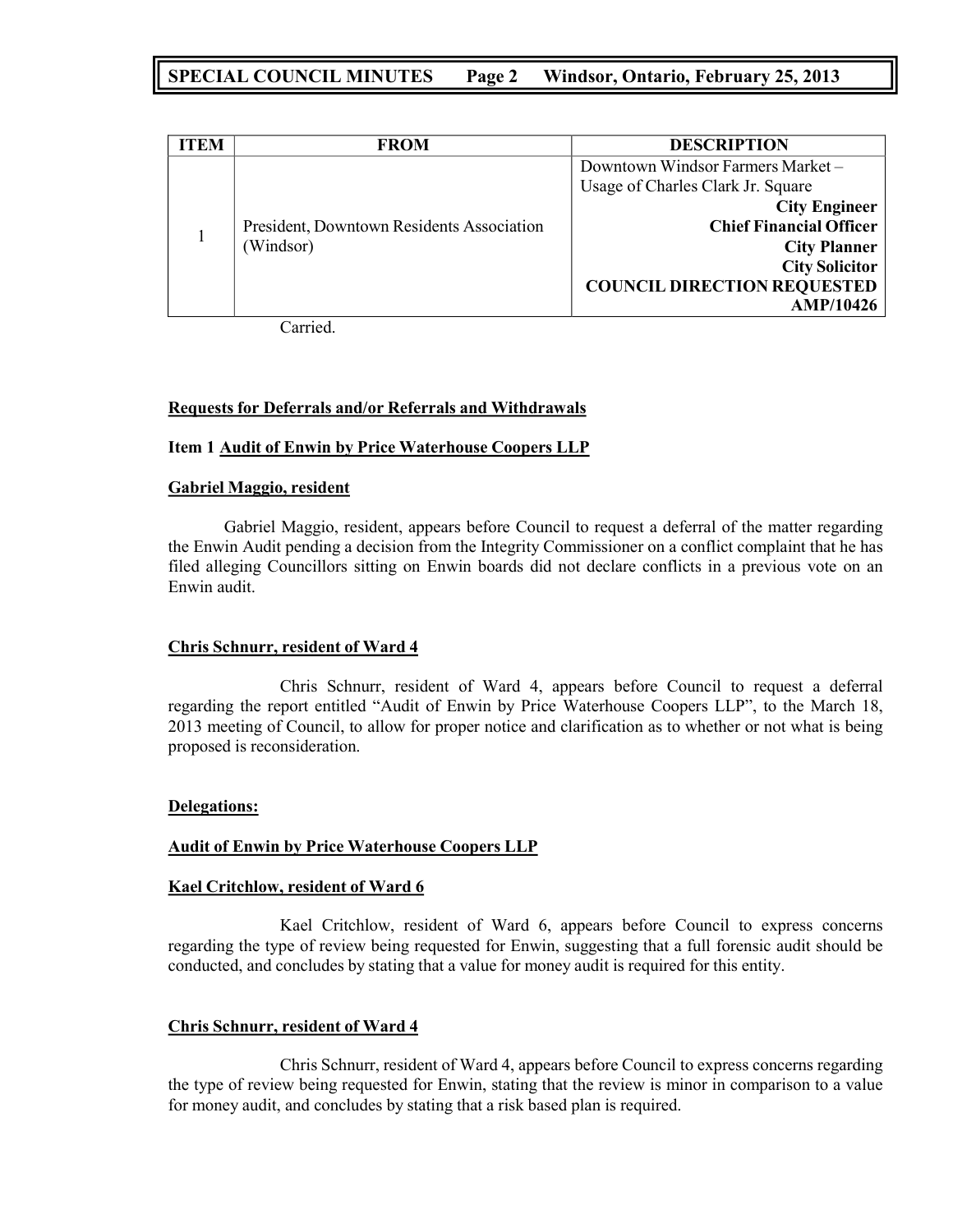| ITEM | FROM | DESCRIPTION |
|---|---|---|
| 1 | President, Downtown Residents Association (Windsor) | Downtown Windsor Farmers Market – Usage of Charles Clark Jr. Square **City Engineer** **Chief Financial Officer** **City Planner** **City Solicitor** **COUNCIL DIRECTION REQUESTED** **AMP/10426** |

Carried.

**Requests for Deferrals and/or Referrals and Withdrawals**

**Item 1 Audit of Enwin by Price Waterhouse Coopers LLP**

**Gabriel Maggio, resident**

Gabriel Maggio, resident, appears before Council to request a deferral of the matter regarding the Enwin Audit pending a decision from the Integrity Commissioner on a conflict complaint that he has filed alleging Councillors sitting on Enwin boards did not declare conflicts in a previous vote on an Enwin audit.

**Chris Schnurr, resident of Ward 4**

Chris Schnurr, resident of Ward 4, appears before Council to request a deferral regarding the report entitled "Audit of Enwin by Price Waterhouse Coopers LLP", to the March 18, 2013 meeting of Council, to allow for proper notice and clarification as to whether or not what is being proposed is reconsideration.

**Delegations:**

**Audit of Enwin by Price Waterhouse Coopers LLP**

**Kael Critchlow, resident of Ward 6**

Kael Critchlow, resident of Ward 6, appears before Council to express concerns regarding the type of review being requested for Enwin, suggesting that a full forensic audit should be conducted, and concludes by stating that a value for money audit is required for this entity.

**Chris Schnurr, resident of Ward 4**

Chris Schnurr, resident of Ward 4, appears before Council to express concerns regarding the type of review being requested for Enwin, stating that the review is minor in comparison to a value for money audit, and concludes by stating that a risk based plan is required.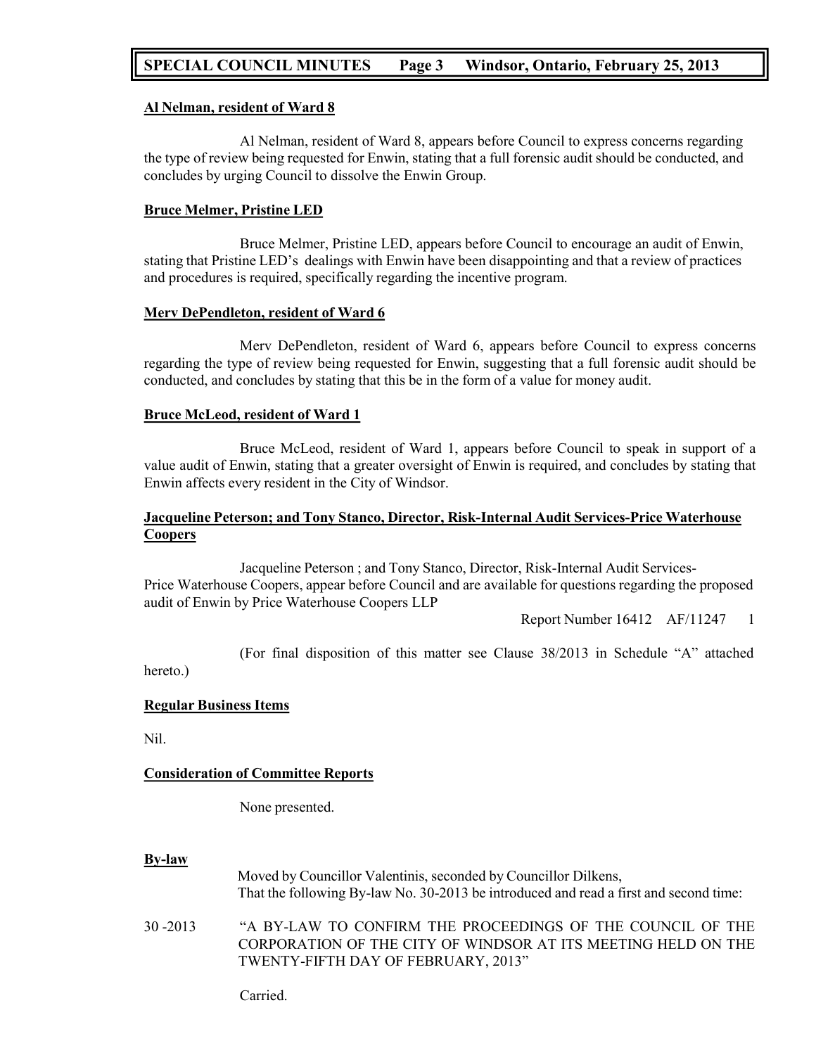**Al Nelman, resident of Ward 8**

Al Nelman, resident of Ward 8, appears before Council to express concerns regarding the type of review being requested for Enwin, stating that a full forensic audit should be conducted, and concludes by urging Council to dissolve the Enwin Group.

**Bruce Melmer, Pristine LED**

Bruce Melmer, Pristine LED, appears before Council to encourage an audit of Enwin, stating that Pristine LED's dealings with Enwin have been disappointing and that a review of practices and procedures is required, specifically regarding the incentive program.

**Merv DePendleton, resident of Ward 6**

Merv DePendleton, resident of Ward 6, appears before Council to express concerns regarding the type of review being requested for Enwin, suggesting that a full forensic audit should be conducted, and concludes by stating that this be in the form of a value for money audit.

**Bruce McLeod, resident of Ward 1**

Bruce McLeod, resident of Ward 1, appears before Council to speak in support of a value audit of Enwin, stating that a greater oversight of Enwin is required, and concludes by stating that Enwin affects every resident in the City of Windsor.

**Jacqueline Peterson; and Tony Stanco, Director, Risk-Internal Audit Services-Price Waterhouse Coopers**

Jacqueline Peterson ; and Tony Stanco, Director, Risk-Internal Audit Services-Price Waterhouse Coopers, appear before Council and are available for questions regarding the proposed audit of Enwin by Price Waterhouse Coopers LLP

Report Number 16412 AF/11247 1

(For final disposition of this matter see Clause 38/2013 in Schedule "A" attached hereto.)

**Regular Business Items**

Nil.

**Consideration of Committee Reports**

None presented.

**By-law**

Moved by Councillor Valentinis, seconded by Councillor Dilkens,
That the following By-law No. 30-2013 be introduced and read a first and second time:

30 -2013 "A BY-LAW TO CONFIRM THE PROCEEDINGS OF THE COUNCIL OF THE CORPORATION OF THE CITY OF WINDSOR AT ITS MEETING HELD ON THE TWENTY-FIFTH DAY OF FEBRUARY, 2013"

Carried.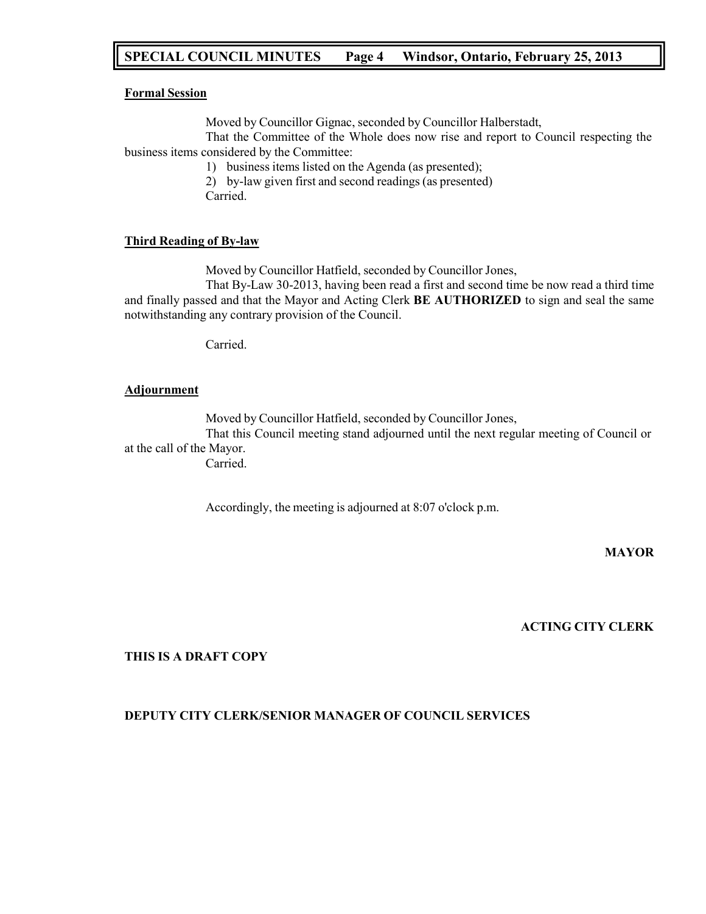**Formal Session**

Moved by Councillor Gignac, seconded by Councillor Halberstadt,

That the Committee of the Whole does now rise and report to Council respecting the business items considered by the Committee:

1) business items listed on the Agenda (as presented);
2) by-law given first and second readings (as presented)

Carried.

**Third Reading of By-law**

Moved by Councillor Hatfield, seconded by Councillor Jones,

That By-Law 30-2013, having been read a first and second time be now read a third time and finally passed and that the Mayor and Acting Clerk **BE AUTHORIZED** to sign and seal the same notwithstanding any contrary provision of the Council.

Carried.

**Adjournment**

Moved by Councillor Hatfield, seconded by Councillor Jones,

That this Council meeting stand adjourned until the next regular meeting of Council or at the call of the Mayor.

Carried.

Accordingly, the meeting is adjourned at 8:07 o'clock p.m.

**MAYOR**

**ACTING CITY CLERK**

**THIS IS A DRAFT COPY**

**DEPUTY CITY CLERK/SENIOR MANAGER OF COUNCIL SERVICES**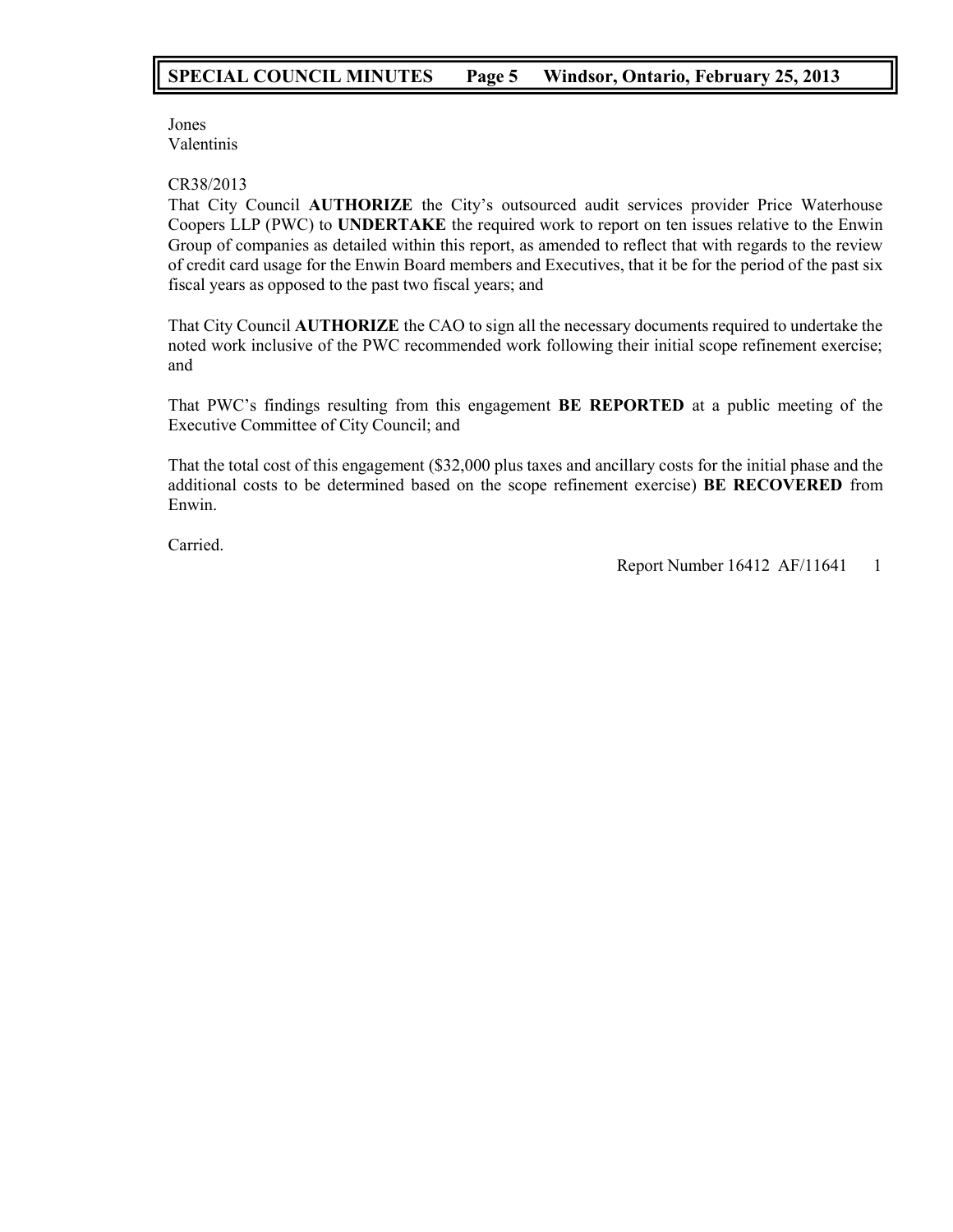Jones
Valentinis

CR38/2013
That City Council **AUTHORIZE** the City's outsourced audit services provider Price Waterhouse Coopers LLP (PWC) to **UNDERTAKE** the required work to report on ten issues relative to the Enwin Group of companies as detailed within this report, as amended to reflect that with regards to the review of credit card usage for the Enwin Board members and Executives, that it be for the period of the past six fiscal years as opposed to the past two fiscal years; and

That City Council **AUTHORIZE** the CAO to sign all the necessary documents required to undertake the noted work inclusive of the PWC recommended work following their initial scope refinement exercise; and

That PWC's findings resulting from this engagement **BE REPORTED** at a public meeting of the Executive Committee of City Council; and

That the total cost of this engagement ($32,000 plus taxes and ancillary costs for the initial phase and the additional costs to be determined based on the scope refinement exercise) **BE RECOVERED** from Enwin.

Carried.

Report Number 16412 AF/11641 1